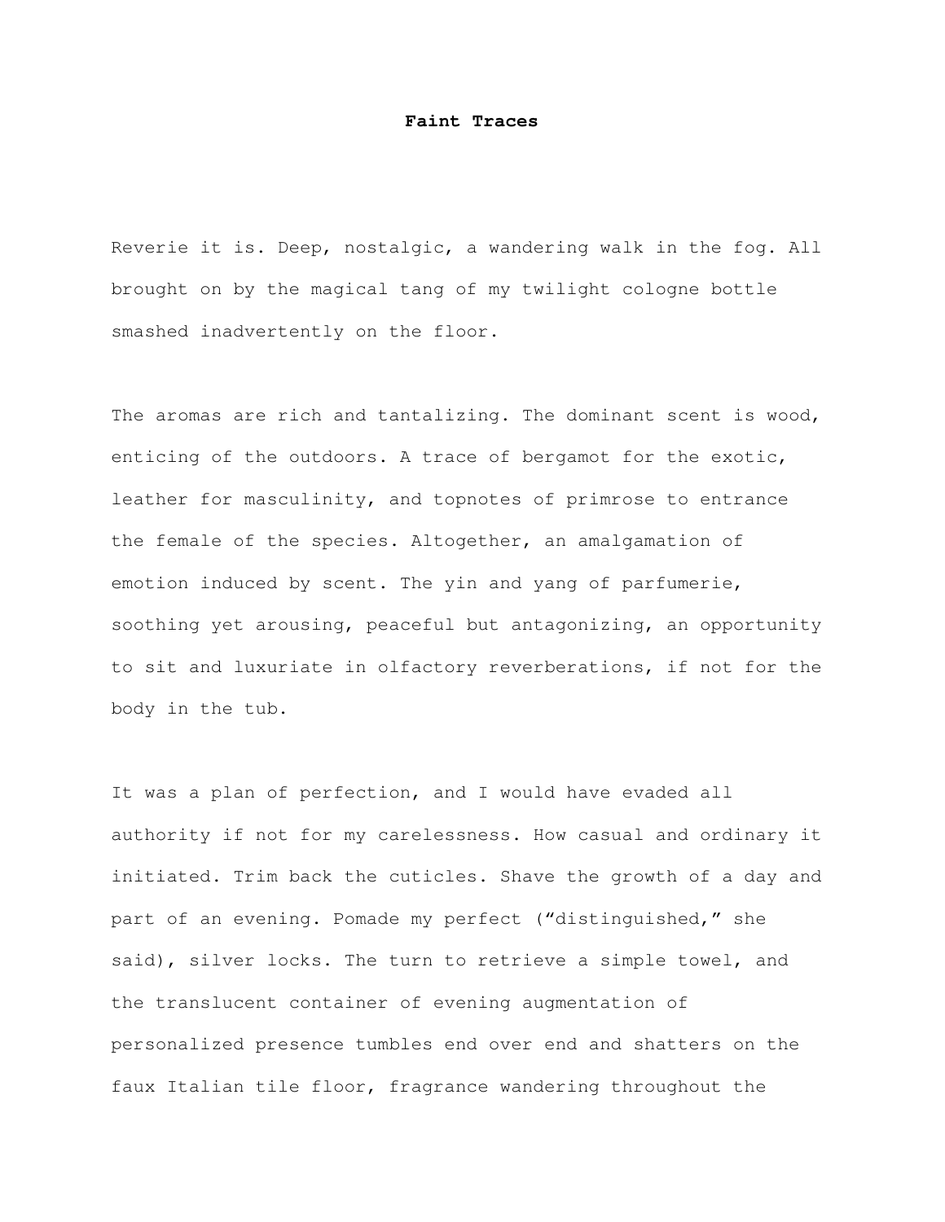# Faint Traces

Reverie it is. Deep, nostalgic, a wandering walk in the fog. All brought on by the magical tang of my twilight cologne bottle smashed inadvertently on the floor.

The aromas are rich and tantalizing. The dominant scent is wood, enticing of the outdoors. A trace of bergamot for the exotic, leather for masculinity, and topnotes of primrose to entrance the female of the species. Altogether, an amalgamation of emotion induced by scent. The yin and yang of parfumerie, soothing yet arousing, peaceful but antagonizing, an opportunity to sit and luxuriate in olfactory reverberations, if not for the body in the tub.

It was a plan of perfection, and I would have evaded all authority if not for my carelessness. How casual and ordinary it initiated. Trim back the cuticles. Shave the growth of a day and part of an evening. Pomade my perfect ("distinguished," she said), silver locks. The turn to retrieve a simple towel, and the translucent container of evening augmentation of personalized presence tumbles end over end and shatters on the faux Italian tile floor, fragrance wandering throughout the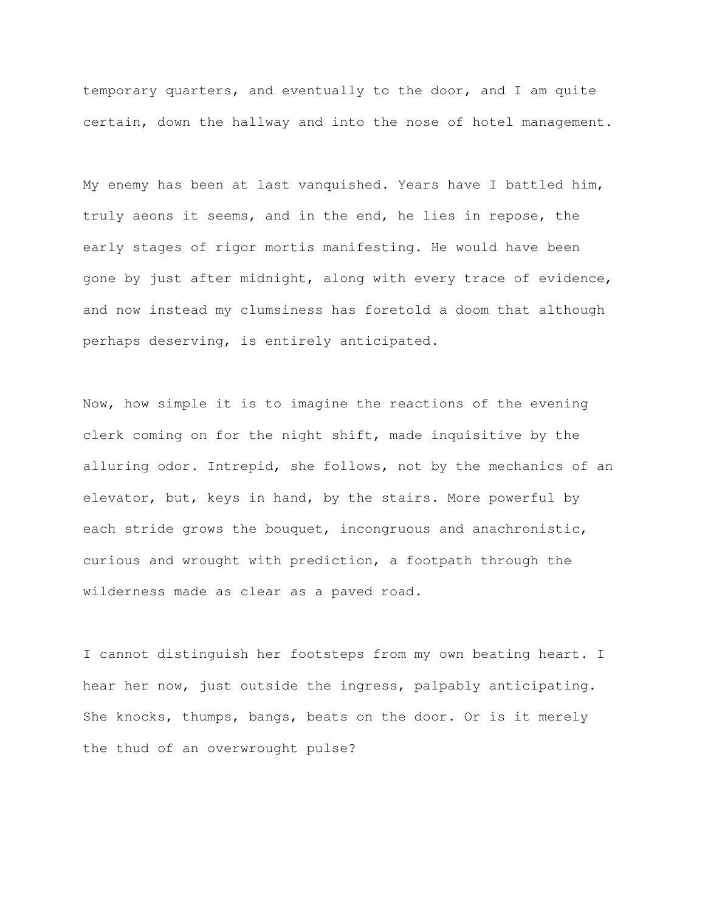temporary quarters, and eventually to the door, and I am quite certain, down the hallway and into the nose of hotel management.

My enemy has been at last vanquished. Years have I battled him, truly aeons it seems, and in the end, he lies in repose, the early stages of rigor mortis manifesting. He would have been gone by just after midnight, along with every trace of evidence, and now instead my clumsiness has foretold a doom that although perhaps deserving, is entirely anticipated.

Now, how simple it is to imagine the reactions of the evening clerk coming on for the night shift, made inquisitive by the alluring odor. Intrepid, she follows, not by the mechanics of an elevator, but, keys in hand, by the stairs. More powerful by each stride grows the bouquet, incongruous and anachronistic, curious and wrought with prediction, a footpath through the wilderness made as clear as a paved road.

I cannot distinguish her footsteps from my own beating heart. I hear her now, just outside the ingress, palpably anticipating. She knocks, thumps, bangs, beats on the door. Or is it merely the thud of an overwrought pulse?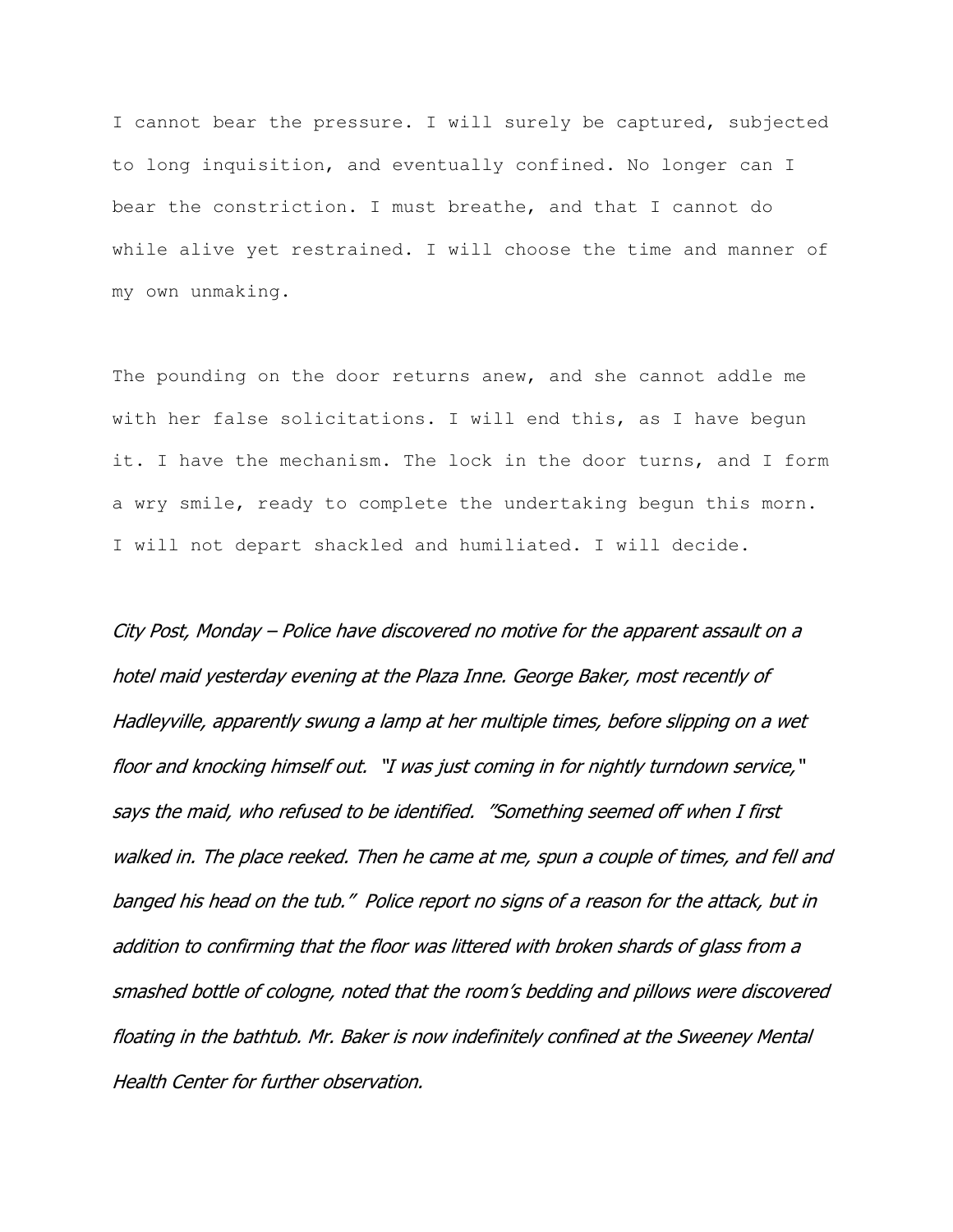I cannot bear the pressure. I will surely be captured, subjected to long inquisition, and eventually confined. No longer can I bear the constriction. I must breathe, and that I cannot do while alive yet restrained. I will choose the time and manner of my own unmaking.

The pounding on the door returns anew, and she cannot addle me with her false solicitations. I will end this, as I have begun it. I have the mechanism. The lock in the door turns, and I form a wry smile, ready to complete the undertaking begun this morn. I will not depart shackled and humiliated. I will decide.

*City Post, Monday – Police have discovered no motive for the apparent assault on a hotel maid yesterday evening at the Plaza Inne. George Baker, most recently of Hadleyville, apparently swung a lamp at her multiple times, before slipping on a wet floor and knocking himself out. "I was just coming in for nightly turndown service," says the maid, who refused to be identified. "Something seemed off when I first walked in. The place reeked. Then he came at me, spun a couple of times, and fell and banged his head on the tub." Police report no signs of a reason for the attack, but in addition to confirming that the floor was littered with broken shards of glass from a smashed bottle of cologne, noted that the room's bedding and pillows were discovered floating in the bathtub. Mr. Baker is now indefinitely confined at the Sweeney Mental Health Center for further observation.*